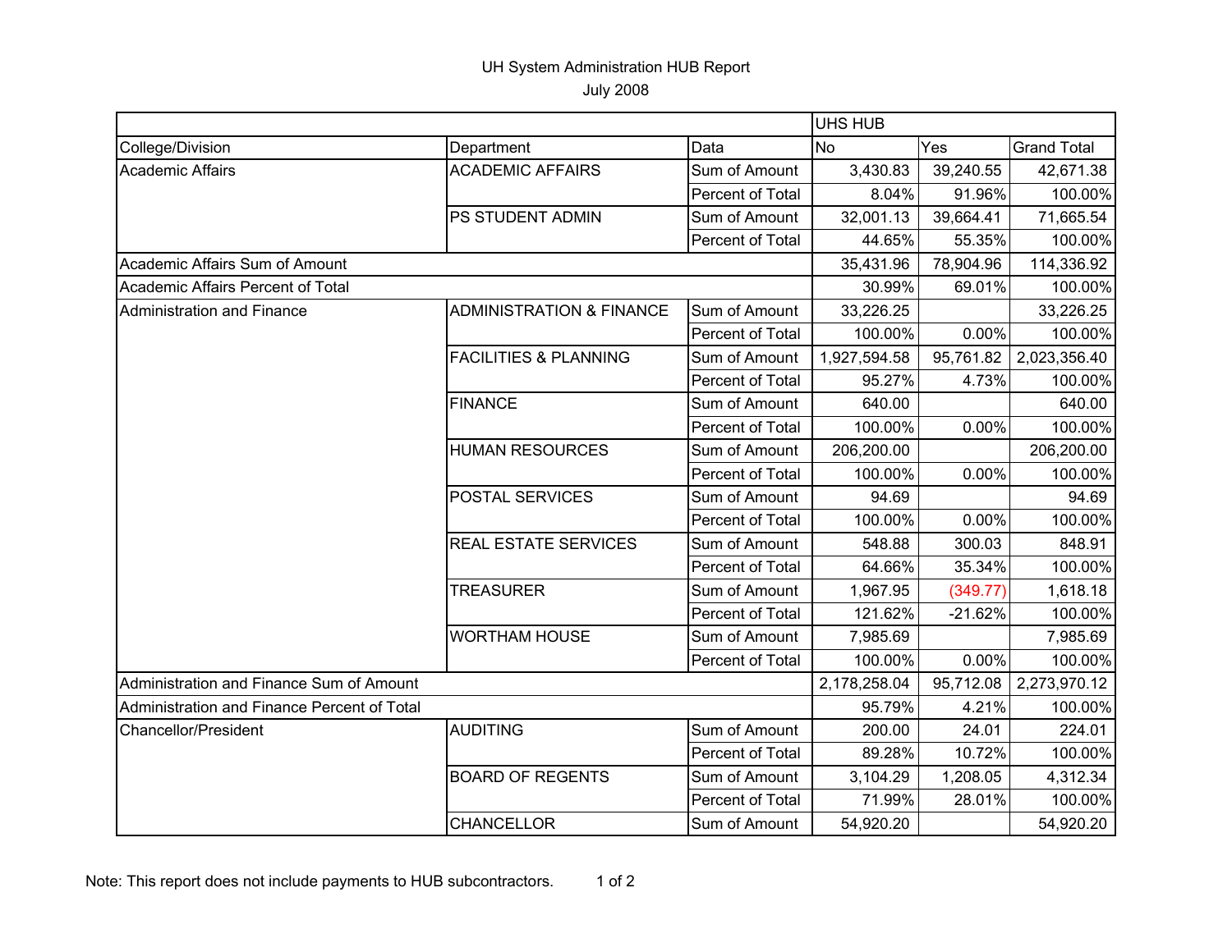# UH System Administration HUB Report

July 2008

| | | | UHS HUB | | |
|---|---|---|---|---|---|
| College/Division | Department | Data | No | Yes | Grand Total |
| Academic Affairs | ACADEMIC AFFAIRS | Sum of Amount | 3,430.83 | 39,240.55 | 42,671.38 |
| | | Percent of Total | 8.04% | 91.96% | 100.00% |
| | PS STUDENT ADMIN | Sum of Amount | 32,001.13 | 39,664.41 | 71,665.54 |
| | | Percent of Total | 44.65% | 55.35% | 100.00% |
| Academic Affairs Sum of Amount | | | 35,431.96 | 78,904.96 | 114,336.92 |
| Academic Affairs Percent of Total | | | 30.99% | 69.01% | 100.00% |
| Administration and Finance | ADMINISTRATION & FINANCE | Sum of Amount | 33,226.25 | | 33,226.25 |
| | | Percent of Total | 100.00% | 0.00% | 100.00% |
| | FACILITIES & PLANNING | Sum of Amount | 1,927,594.58 | 95,761.82 | 2,023,356.40 |
| | | Percent of Total | 95.27% | 4.73% | 100.00% |
| | FINANCE | Sum of Amount | 640.00 | | 640.00 |
| | | Percent of Total | 100.00% | 0.00% | 100.00% |
| | HUMAN RESOURCES | Sum of Amount | 206,200.00 | | 206,200.00 |
| | | Percent of Total | 100.00% | 0.00% | 100.00% |
| | POSTAL SERVICES | Sum of Amount | 94.69 | | 94.69 |
| | | Percent of Total | 100.00% | 0.00% | 100.00% |
| | REAL ESTATE SERVICES | Sum of Amount | 548.88 | 300.03 | 848.91 |
| | | Percent of Total | 64.66% | 35.34% | 100.00% |
| | TREASURER | Sum of Amount | 1,967.95 | (349.77) | 1,618.18 |
| | | Percent of Total | 121.62% | -21.62% | 100.00% |
| | WORTHAM HOUSE | Sum of Amount | 7,985.69 | | 7,985.69 |
| | | Percent of Total | 100.00% | 0.00% | 100.00% |
| Administration and Finance Sum of Amount | | | 2,178,258.04 | 95,712.08 | 2,273,970.12 |
| Administration and Finance Percent of Total | | | 95.79% | 4.21% | 100.00% |
| Chancellor/President | AUDITING | Sum of Amount | 200.00 | 24.01 | 224.01 |
| | | Percent of Total | 89.28% | 10.72% | 100.00% |
| | BOARD OF REGENTS | Sum of Amount | 3,104.29 | 1,208.05 | 4,312.34 |
| | | Percent of Total | 71.99% | 28.01% | 100.00% |
| | CHANCELLOR | Sum of Amount | 54,920.20 | | 54,920.20 |

Note: This report does not include payments to HUB subcontractors.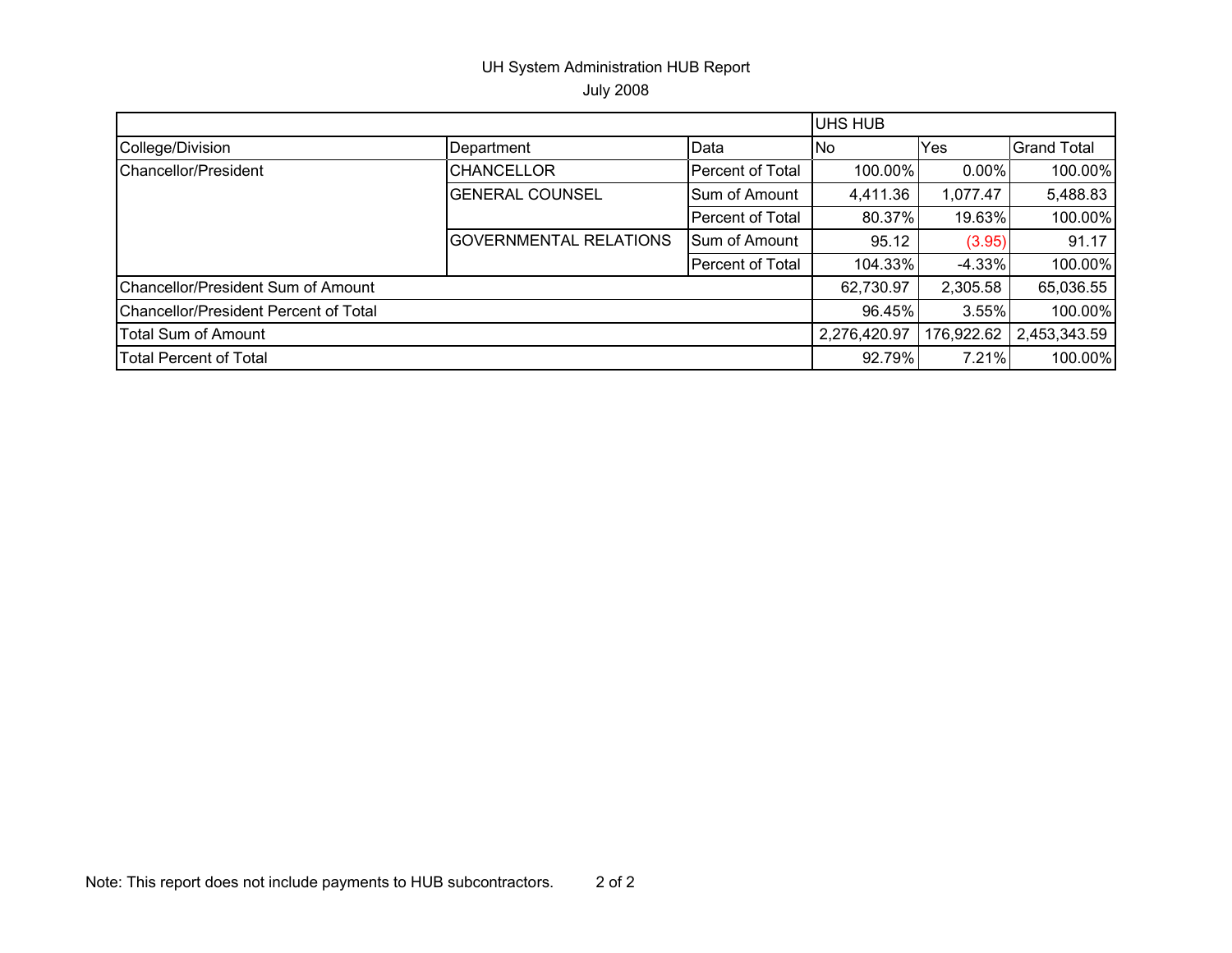UH System Administration HUB Report

July 2008

| | | | UHS HUB | | |
|---|---|---|---|---|---|
| College/Division | Department | Data | No | Yes | Grand Total |
| Chancellor/President | CHANCELLOR | Percent of Total | 100.00% | 0.00% | 100.00% |
| | GENERAL COUNSEL | Sum of Amount | 4,411.36 | 1,077.47 | 5,488.83 |
| | | Percent of Total | 80.37% | 19.63% | 100.00% |
| | GOVERNMENTAL RELATIONS | Sum of Amount | 95.12 | (3.95) | 91.17 |
| | | Percent of Total | 104.33% | -4.33% | 100.00% |
| Chancellor/President Sum of Amount | | | 62,730.97 | 2,305.58 | 65,036.55 |
| Chancellor/President Percent of Total | | | 96.45% | 3.55% | 100.00% |
| Total Sum of Amount | | | 2,276,420.97 | 176,922.62 | 2,453,343.59 |
| Total Percent of Total | | | 92.79% | 7.21% | 100.00% |

Note: This report does not include payments to HUB subcontractors.